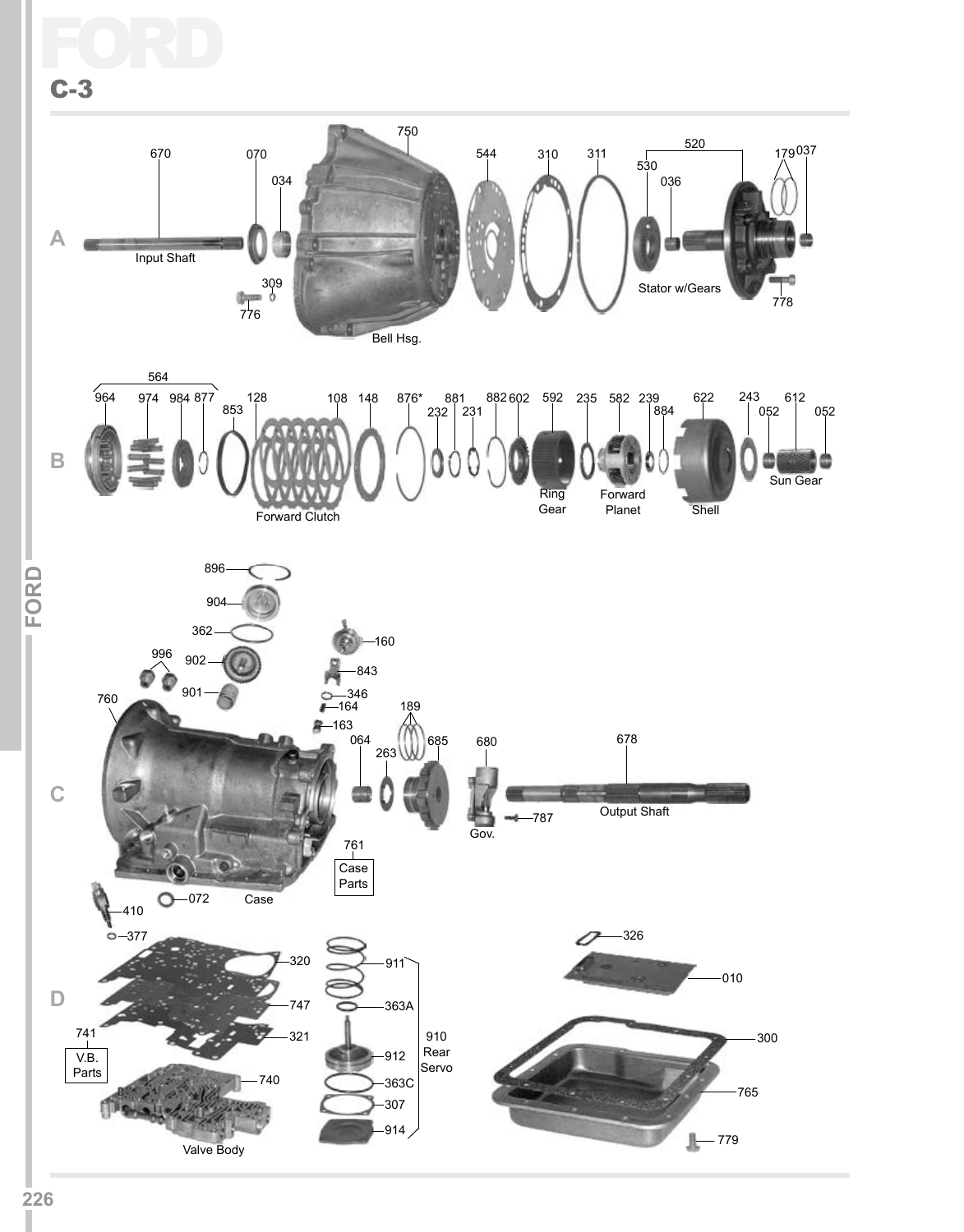# FORD

## C-3

**A**

670 Input Shaft

070

034

750 Bell Hsg.

309

776

544

310

311

520

530

036 Stator w/Gears

179

037

778

**B**

564

964

974

984

877

853

128

108 Forward Clutch

148

876*

232

881

231

882

602

592 Ring Gear

235

582 Forward Planet

239

884

622 Shell

243

052

612 Sun Gear

052

**C**

896

904

362

996

902

901

760 Case

160

843

346

164

163

064

263

189

685

680 Gov.

787

678 Output Shaft

761 Case Parts

410

072

377

**D**

320

747

321

741 V.B. Parts

740 Valve Body

911

363A

912

363C

307

914

910 Rear Servo

326

010

300

765

779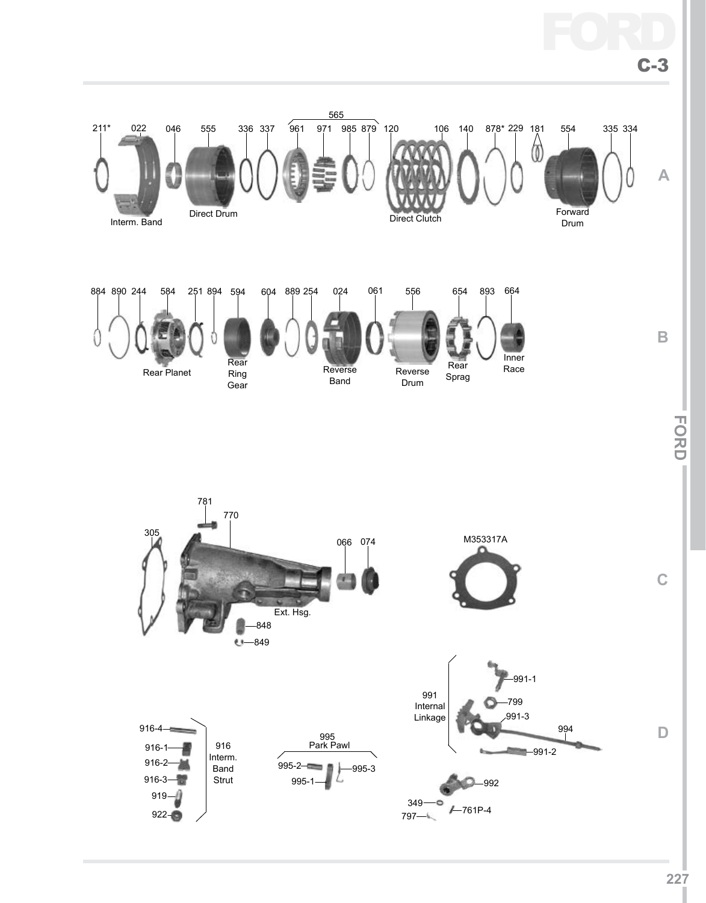A

211* 022 046 555 336 337 961 971 985 879 120 106 140 878* 229 181 554 335 334

565

Interm. Band

Direct Drum

Direct Clutch

Forward Drum

B

884 890 244 584 251 894 594 604 889 254 024 061 556 654 893 664

Rear Planet

Rear Ring Gear

Reverse Band

Reverse Drum

Rear Sprag

Inner Race

C

781

770

305

066 074

Ext. Hsg.

848

849

M353317A

D

916-4

916-1

916-2

916-3

919

922

916 Interm. Band Strut

995 Park Pawl

995-2

995-1

995-3

991 Internal Linkage

991-1

799

991-3

994

991-2

992

349

797

761P-4